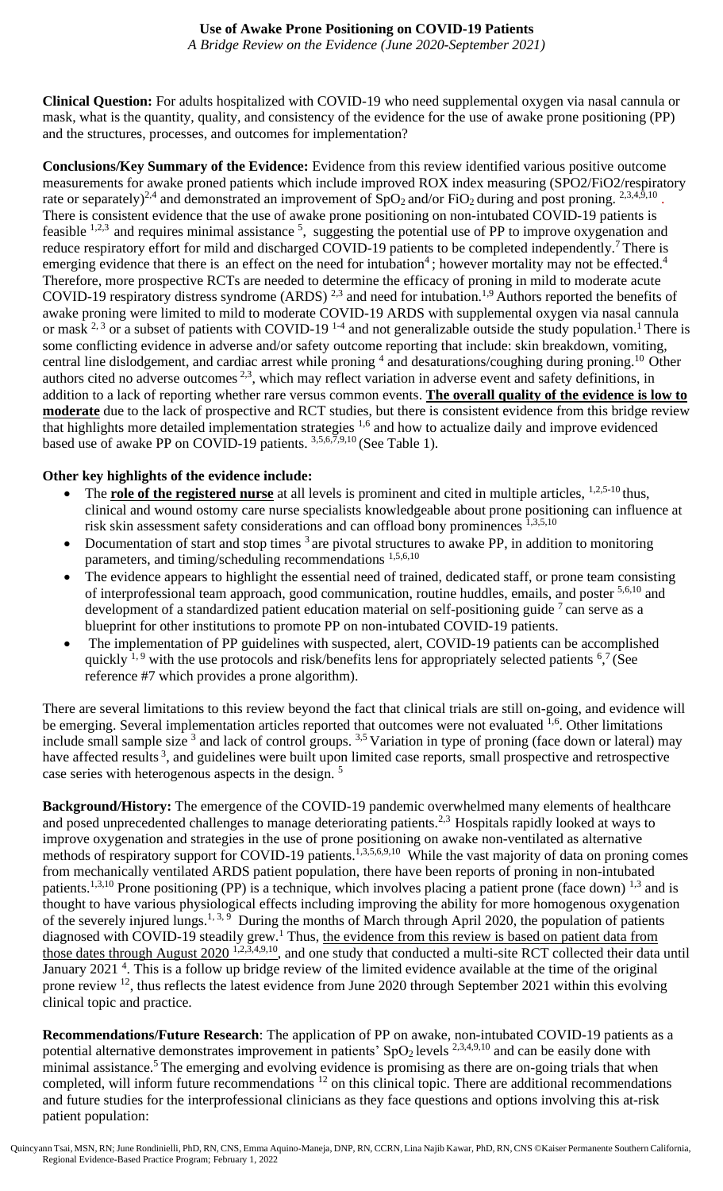# Use of Awake Prone Positioning on COVID-19 Patients

*A Bridge Review on the Evidence (June 2020-September 2021)*

**Clinical Question:** For adults hospitalized with COVID-19 who need supplemental oxygen via nasal cannula or mask, what is the quantity, quality, and consistency of the evidence for the use of awake prone positioning (PP) and the structures, processes, and outcomes for implementation?

**Conclusions/Key Summary of the Evidence:** Evidence from this review identified various positive outcome measurements for awake proned patients which include improved ROX index measuring (SPO2/FiO2/respiratory rate or separately)[2,4] and demonstrated an improvement of $SpO_2$ and/or $FiO_2$ during and post proning. [2,3,4,9,10]. There is consistent evidence that the use of awake prone positioning on non-intubated COVID-19 patients is feasible [1,2,3] and requires minimal assistance [5], suggesting the potential use of PP to improve oxygenation and reduce respiratory effort for mild and discharged COVID-19 patients to be completed independently.[7] There is emerging evidence that there is an effect on the need for intubation[4]; however mortality may not be effected.[4] Therefore, more prospective RCTs are needed to determine the efficacy of proning in mild to moderate acute COVID-19 respiratory distress syndrome (ARDS) [2,3] and need for intubation.[1,9] Authors reported the benefits of awake proning were limited to mild to moderate COVID-19 ARDS with supplemental oxygen via nasal cannula or mask [2, 3] or a subset of patients with COVID-19 [1-4] and not generalizable outside the study population.[1] There is some conflicting evidence in adverse and/or safety outcome reporting that include: skin breakdown, vomiting, central line dislodgement, and cardiac arrest while proning [4] and desaturations/coughing during proning.[10] Other authors cited no adverse outcomes [2,3], which may reflect variation in adverse event and safety definitions, in addition to a lack of reporting whether rare versus common events. **The overall quality of the evidence is low to moderate** due to the lack of prospective and RCT studies, but there is consistent evidence from this bridge review that highlights more detailed implementation strategies [1,6] and how to actualize daily and improve evidenced based use of awake PP on COVID-19 patients. [3,5,6,7,9,10] (See Table 1).

**Other key highlights of the evidence include:**

- The **role of the registered nurse** at all levels is prominent and cited in multiple articles, [1,2,5-10] thus, clinical and wound ostomy care nurse specialists knowledgeable about prone positioning can influence at risk skin assessment safety considerations and can offload bony prominences [1,3,5,10]
- Documentation of start and stop times [3] are pivotal structures to awake PP, in addition to monitoring parameters, and timing/scheduling recommendations [1,5,6,10]
- The evidence appears to highlight the essential need of trained, dedicated staff, or prone team consisting of interprofessional team approach, good communication, routine huddles, emails, and poster [5,6,10] and development of a standardized patient education material on self-positioning guide [7] can serve as a blueprint for other institutions to promote PP on non-intubated COVID-19 patients.
- The implementation of PP guidelines with suspected, alert, COVID-19 patients can be accomplished quickly [1, 9] with the use protocols and risk/benefits lens for appropriately selected patients [6],[7] (See reference #7 which provides a prone algorithm).

There are several limitations to this review beyond the fact that clinical trials are still on-going, and evidence will be emerging. Several implementation articles reported that outcomes were not evaluated [1,6]. Other limitations include small sample size [3] and lack of control groups. [3,5] Variation in type of proning (face down or lateral) may have affected results [3], and guidelines were built upon limited case reports, small prospective and retrospective case series with heterogenous aspects in the design. [5]

**Background/History:** The emergence of the COVID-19 pandemic overwhelmed many elements of healthcare and posed unprecedented challenges to manage deteriorating patients.[2,3] Hospitals rapidly looked at ways to improve oxygenation and strategies in the use of prone positioning on awake non-ventilated as alternative methods of respiratory support for COVID-19 patients.[1,3,5,6,9,10] While the vast majority of data on proning comes from mechanically ventilated ARDS patient population, there have been reports of proning in non-intubated patients.[1,3,10] Prone positioning (PP) is a technique, which involves placing a patient prone (face down) [1,3] and is thought to have various physiological effects including improving the ability for more homogenous oxygenation of the severely injured lungs.[1, 3, 9] During the months of March through April 2020, the population of patients diagnosed with COVID-19 steadily grew.[1] Thus, <u>the evidence from this review is based on patient data from those dates through August 2020</u> [1,2,3,4,9,10], and one study that conducted a multi-site RCT collected their data until January 2021 [4]. This is a follow up bridge review of the limited evidence available at the time of the original prone review [12], thus reflects the latest evidence from June 2020 through September 2021 within this evolving clinical topic and practice.

**Recommendations/Future Research**: The application of PP on awake, non-intubated COVID-19 patients as a potential alternative demonstrates improvement in patients' $SpO_2$ levels [2,3,4,9,10] and can be easily done with minimal assistance.[5] The emerging and evolving evidence is promising as there are on-going trials that when completed, will inform future recommendations [12] on this clinical topic. There are additional recommendations and future studies for the interprofessional clinicians as they face questions and options involving this at-risk patient population:

Quincyann Tsai, MSN, RN; June Rondinielli, PhD, RN, CNS, Emma Aquino-Maneja, DNP, RN, CCRN, Lina Najib Kawar, PhD, RN, CNS ©Kaiser Permanente Southern California, Regional Evidence-Based Practice Program; February 1, 2022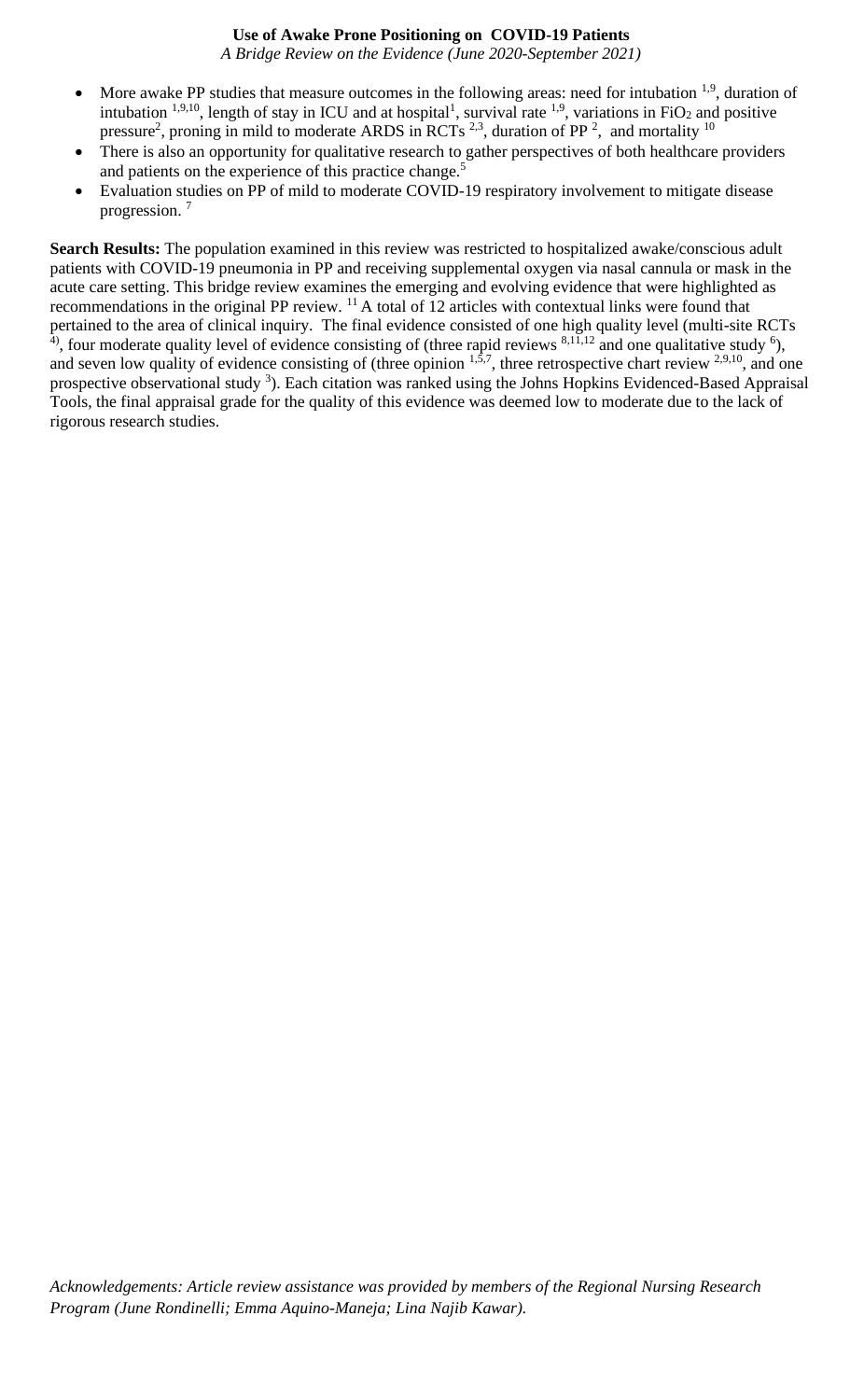- More awake PP studies that measure outcomes in the following areas: need for intubation [1,9], duration of intubation [1,9,10], length of stay in ICU and at hospital[1], survival rate [1,9], variations in $FiO_2$ and positive pressure[2], proning in mild to moderate ARDS in RCTs [2,3], duration of PP [2], and mortality [10]
- There is also an opportunity for qualitative research to gather perspectives of both healthcare providers and patients on the experience of this practice change.[5]
- Evaluation studies on PP of mild to moderate COVID-19 respiratory involvement to mitigate disease progression. [7]

**Search Results:** The population examined in this review was restricted to hospitalized awake/conscious adult patients with COVID-19 pneumonia in PP and receiving supplemental oxygen via nasal cannula or mask in the acute care setting. This bridge review examines the emerging and evolving evidence that were highlighted as recommendations in the original PP review. [11] A total of 12 articles with contextual links were found that pertained to the area of clinical inquiry. The final evidence consisted of one high quality level (multi-site RCTs [4]), four moderate quality level of evidence consisting of (three rapid reviews [8,11,12] and one qualitative study [6]), and seven low quality of evidence consisting of (three opinion [1,5,7], three retrospective chart review [2,9,10], and one prospective observational study [3]). Each citation was ranked using the Johns Hopkins Evidenced-Based Appraisal Tools, the final appraisal grade for the quality of this evidence was deemed low to moderate due to the lack of rigorous research studies.

*Acknowledgements: Article review assistance was provided by members of the Regional Nursing Research Program (June Rondinelli; Emma Aquino-Maneja; Lina Najib Kawar).*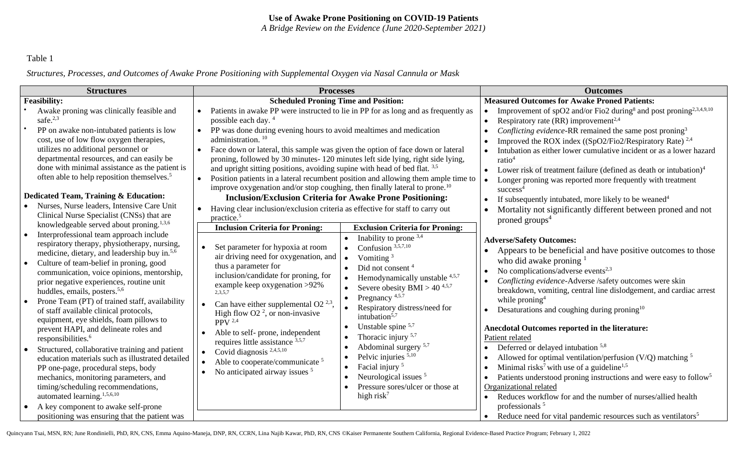**Use of Awake Prone Positioning on COVID-19 Patients**
*A Bridge Review on the Evidence (June 2020-September 2021)*

Table 1

*Structures, Processes, and Outcomes of Awake Prone Positioning with Supplemental Oxygen via Nasal Cannula or Mask*

| Structures | Processes | Outcomes |
|---|---|---|
| **Feasibility:**<br>• Awake proning was clinically feasible and safe.[2,3]<br>• PP on awake non-intubated patients is low cost, use of low flow oxygen therapies, utilizes no additional personnel or departmental resources, and can easily be done with minimal assistance as the patient is often able to help reposition themselves.[5]<br><br>**Dedicated Team, Training & Education:**<br>• Nurses, Nurse leaders, Intensive Care Unit Clinical Nurse Specialist (CNSs) that are knowledgeable served about proning.[1,3,6]<br>• Interprofessional team approach include respiratory therapy, physiotherapy, nursing, medicine, dietary, and leadership buy in.[5,6]<br>• Culture of team-belief in proning, good communication, voice opinions, mentorship, prior negative experiences, routine unit huddles, emails, posters.[5,6]<br>• Prone Team (PT) of trained staff, availability of staff available clinical protocols, equipment, eye shields, foam pillows to prevent HAPI, and delineate roles and responsibilities.[6]<br>• Structured, collaborative training and patient education materials such as illustrated detailed PP one-page, procedural steps, body mechanics, monitoring parameters, and timing/scheduling recommendations, automated learning.[1,5,6,10]<br>• A key component to awake self-prone positioning was ensuring that the patient was | **Scheduled Proning Time and Position:**<br>• Patients in awake PP were instructed to lie in PP for as long and as frequently as possible each day. [4]<br>• PP was done during evening hours to avoid mealtimes and medication administration. [10]<br>• Face down or lateral, this sample was given the option of face down or lateral proning, followed by 30 minutes- 120 minutes left side lying, right side lying, and upright sitting positions, avoiding supine with head of bed flat. [3,5]<br>• Position patients in a lateral recumbent position and allowing them ample time to improve oxygenation and/or stop coughing, then finally lateral to prone.[10]<br><br>**Inclusion/Exclusion Criteria for Awake Prone Positioning:**<br>• Having clear inclusion/exclusion criteria as effective for staff to carry out practice.[5]<br><br>**Inclusion Criteria for Proning:**<br>• Set parameter for hypoxia at room air driving need for oxygenation, and thus a parameter for inclusion/candidate for proning, for example keep oxygenation >92% [2,3,5,7]<br>• Can have either supplemental O2 [2,3], High flow O2 [2], or non-invasive PPV [2,4]<br>• Able to self- prone, independent requires little assistance [3,5,7]<br>• Covid diagnosis [2,4,5,10]<br>• Able to cooperate/communicate [5]<br>• No anticipated airway issues [5]<br><br>**Exclusion Criteria for Proning:**<br>• Inability to prone [3,4]<br>• Confusion [3,5,7,10]<br>• Vomiting [3]<br>• Did not consent [4]<br>• Hemodynamically unstable [4,5,7]<br>• Severe obesity BMI > 40 [4,5,7]<br>• Pregnancy [4,5,7]<br>• Respiratory distress/need for intubation[5,7]<br>• Unstable spine [5,7]<br>• Thoracic injury [5,7]<br>• Abdominal surgery [5,7]<br>• Pelvic injuries [5,10]<br>• Facial injury [5]<br>• Neurological issues [5]<br>• Pressure sores/ulcer or those at high risk[7] | **Measured Outcomes for Awake Proned Patients:**<br>• Improvement of spO2 and/or Fio2 during[8] and post proning[2,3,4,9,10]<br>• Respiratory rate (RR) improvement[2,4]<br>• *Conflicting evidence*-RR remained the same post proning[3]<br>• Improved the ROX index ((SpO2/Fio2/Respiratory Rate) [2,4]<br>• Intubation as either lower cumulative incident or as a lower hazard ratio[4]<br>• Lower risk of treatment failure (defined as death or intubation)[4]<br>• Longer proning was reported more frequently with treatment success[4]<br>• If subsequently intubated, more likely to be weaned[4]<br>• Mortality not significantly different between proned and not proned groups[4]<br><br>**Adverse/Safety Outcomes:**<br>• Appears to be beneficial and have positive outcomes to those who did awake proning [1]<br>• No complications/adverse events[2,3]<br>• *Conflicting evidence*-Adverse /safety outcomes were skin breakdown, vomiting, central line dislodgement, and cardiac arrest while proning[4]<br>• Desaturations and coughing during proning[10]<br><br>**Anecdotal Outcomes reported in the literature:**<br>Patient related<br>• Deferred or delayed intubation [5,8]<br>• Allowed for optimal ventilation/perfusion (V/Q) matching [5]<br>• Minimal risks[7] with use of a guideline[1,5]<br>• Patients understood proning instructions and were easy to follow[5]<br>Organizational related<br>• Reduces workflow for and the number of nurses/allied health professionals [5]<br>• Reduce need for vital pandemic resources such as ventilators[5] |

Quincyann Tsai, MSN, RN; June Rondinielli, PhD, RN, CNS, Emma Aquino-Maneja, DNP, RN, CCRN, Lina Najib Kawar, PhD, RN, CNS ©Kaiser Permanente Southern California, Regional Evidence-Based Practice Program; February 1, 2022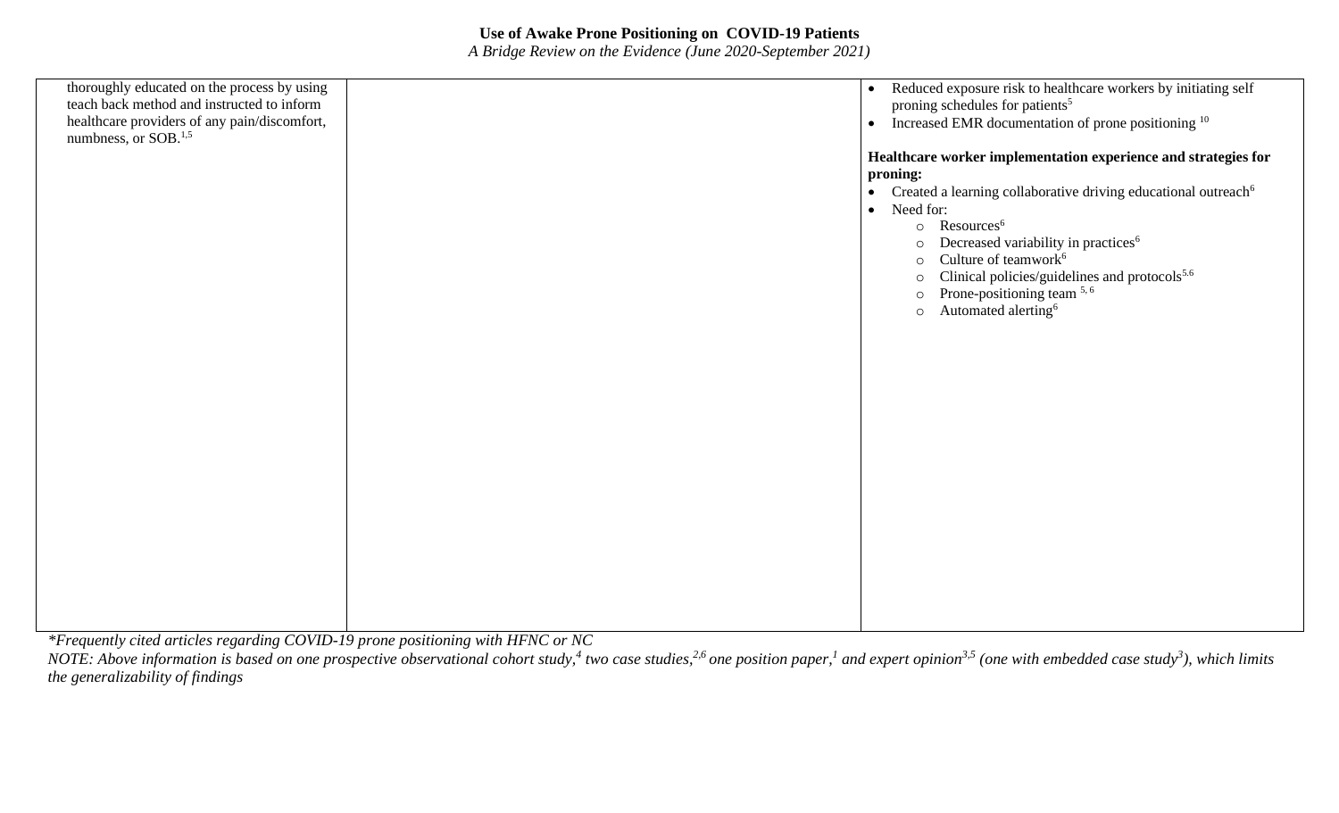**Use of Awake Prone Positioning on COVID-19 Patients**

*A Bridge Review on the Evidence (June 2020-September 2021)*

| | | |
|---|---|---|
| thoroughly educated on the process by using teach back method and instructed to inform healthcare providers of any pain/discomfort, numbness, or SOB.[1,5] | | • Reduced exposure risk to healthcare workers by initiating self proning schedules for patients[5]<br>• Increased EMR documentation of prone positioning[10]<br><br>**Healthcare worker implementation experience and strategies for proning:**<br>• Created a learning collaborative driving educational outreach[6]<br>• Need for:<br>  ○ Resources[6]<br>  ○ Decreased variability in practices[6]<br>  ○ Culture of teamwork[6]<br>  ○ Clinical policies/guidelines and protocols[5,6]<br>  ○ Prone-positioning team[5,6]<br>  ○ Automated alerting[6] |

*Frequently cited articles regarding COVID-19 prone positioning with HFNC or NC

*NOTE: Above information is based on one prospective observational cohort study,[4] two case studies,[2,6] one position paper,[1] and expert opinion[3,5] (one with embedded case study[3]), which limits the generalizability of findings*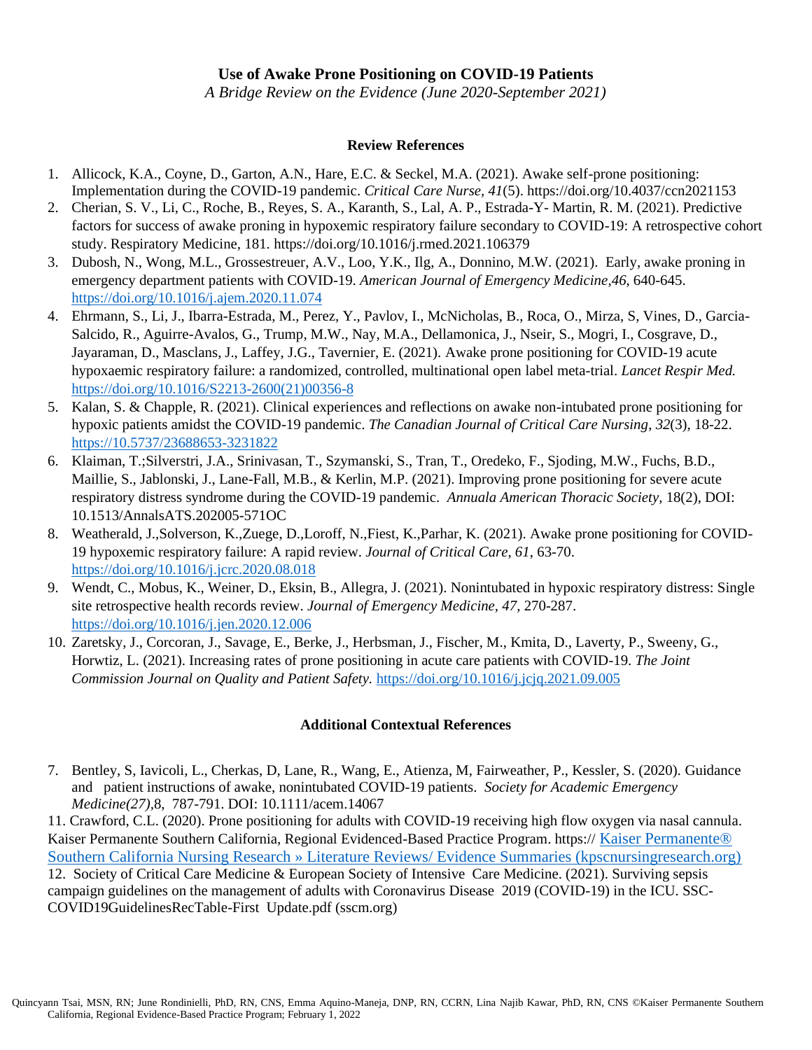# Use of Awake Prone Positioning on COVID-19 Patients

*A Bridge Review on the Evidence (June 2020-September 2021)*

## Review References

1. Allicock, K.A., Coyne, D., Garton, A.N., Hare, E.C. & Seckel, M.A. (2021). Awake self-prone positioning: Implementation during the COVID-19 pandemic. *Critical Care Nurse*, *41*(5). https://doi.org/10.4037/ccn2021153
2. Cherian, S. V., Li, C., Roche, B., Reyes, S. A., Karanth, S., Lal, A. P., Estrada-Y- Martin, R. M. (2021). Predictive factors for success of awake proning in hypoxemic respiratory failure secondary to COVID-19: A retrospective cohort study. Respiratory Medicine, 181. https://doi.org/10.1016/j.rmed.2021.106379
3. Dubosh, N., Wong, M.L., Grossestreuer, A.V., Loo, Y.K., Ilg, A., Donnino, M.W. (2021). Early, awake proning in emergency department patients with COVID-19. *American Journal of Emergency Medicine*,*46*, 640-645. https://doi.org/10.1016/j.ajem.2020.11.074
4. Ehrmann, S., Li, J., Ibarra-Estrada, M., Perez, Y., Pavlov, I., McNicholas, B., Roca, O., Mirza, S, Vines, D., Garcia-Salcido, R., Aguirre-Avalos, G., Trump, M.W., Nay, M.A., Dellamonica, J., Nseir, S., Mogri, I., Cosgrave, D., Jayaraman, D., Masclans, J., Laffey, J.G., Tavernier, E. (2021). Awake prone positioning for COVID-19 acute hypoxaemic respiratory failure: a randomized, controlled, multinational open label meta-trial. *Lancet Respir Med.* https://doi.org/10.1016/S2213-2600(21)00356-8
5. Kalan, S. & Chapple, R. (2021). Clinical experiences and reflections on awake non-intubated prone positioning for hypoxic patients amidst the COVID-19 pandemic. *The Canadian Journal of Critical Care Nursing*, *32*(3), 18-22. https://10.5737/23688653-3231822
6. Klaiman, T.;Silverstri, J.A., Srinivasan, T., Szymanski, S., Tran, T., Oredeko, F., Sjoding, M.W., Fuchs, B.D., Maillie, S., Jablonski, J., Lane-Fall, M.B., & Kerlin, M.P. (2021). Improving prone positioning for severe acute respiratory distress syndrome during the COVID-19 pandemic. *Annuala American Thoracic Society,* 18(2), DOI: 10.1513/AnnalsATS.202005-571OC
8. Weatherald, J.,Solverson, K.,Zuege, D.,Loroff, N.,Fiest, K.,Parhar, K. (2021). Awake prone positioning for COVID-19 hypoxemic respiratory failure: A rapid review. *Journal of Critical Care*, *61*, 63-70. https://doi.org/10.1016/j.jcrc.2020.08.018
9. Wendt, C., Mobus, K., Weiner, D., Eksin, B., Allegra, J. (2021). Nonintubated in hypoxic respiratory distress: Single site retrospective health records review. *Journal of Emergency Medicine, 47,* 270-287. https://doi.org/10.1016/j.jen.2020.12.006
10. Zaretsky, J., Corcoran, J., Savage, E., Berke, J., Herbsman, J., Fischer, M., Kmita, D., Laverty, P., Sweeny, G., Horwtiz, L. (2021). Increasing rates of prone positioning in acute care patients with COVID-19. *The Joint Commission Journal on Quality and Patient Safety.* https://doi.org/10.1016/j.jcjq.2021.09.005

## Additional Contextual References

7. Bentley, S, Iavicoli, L., Cherkas, D, Lane, R., Wang, E., Atienza, M, Fairweather, P., Kessler, S. (2020). Guidance and patient instructions of awake, nonintubated COVID-19 patients. *Society for Academic Emergency Medicine(27),*8, 787-791. DOI: 10.1111/acem.14067

11. Crawford, C.L. (2020). Prone positioning for adults with COVID-19 receiving high flow oxygen via nasal cannula. Kaiser Permanente Southern California, Regional Evidenced-Based Practice Program. https:// Kaiser Permanente® Southern California Nursing Research » Literature Reviews/ Evidence Summaries (kpscnursingresearch.org)

12. Society of Critical Care Medicine & European Society of Intensive Care Medicine. (2021). Surviving sepsis campaign guidelines on the management of adults with Coronavirus Disease 2019 (COVID-19) in the ICU. SSC-COVID19GuidelinesRecTable-First Update.pdf (sscm.org)

Quincyann Tsai, MSN, RN; June Rondinielli, PhD, RN, CNS, Emma Aquino-Maneja, DNP, RN, CCRN, Lina Najib Kawar, PhD, RN, CNS ©Kaiser Permanente Southern California, Regional Evidence-Based Practice Program; February 1, 2022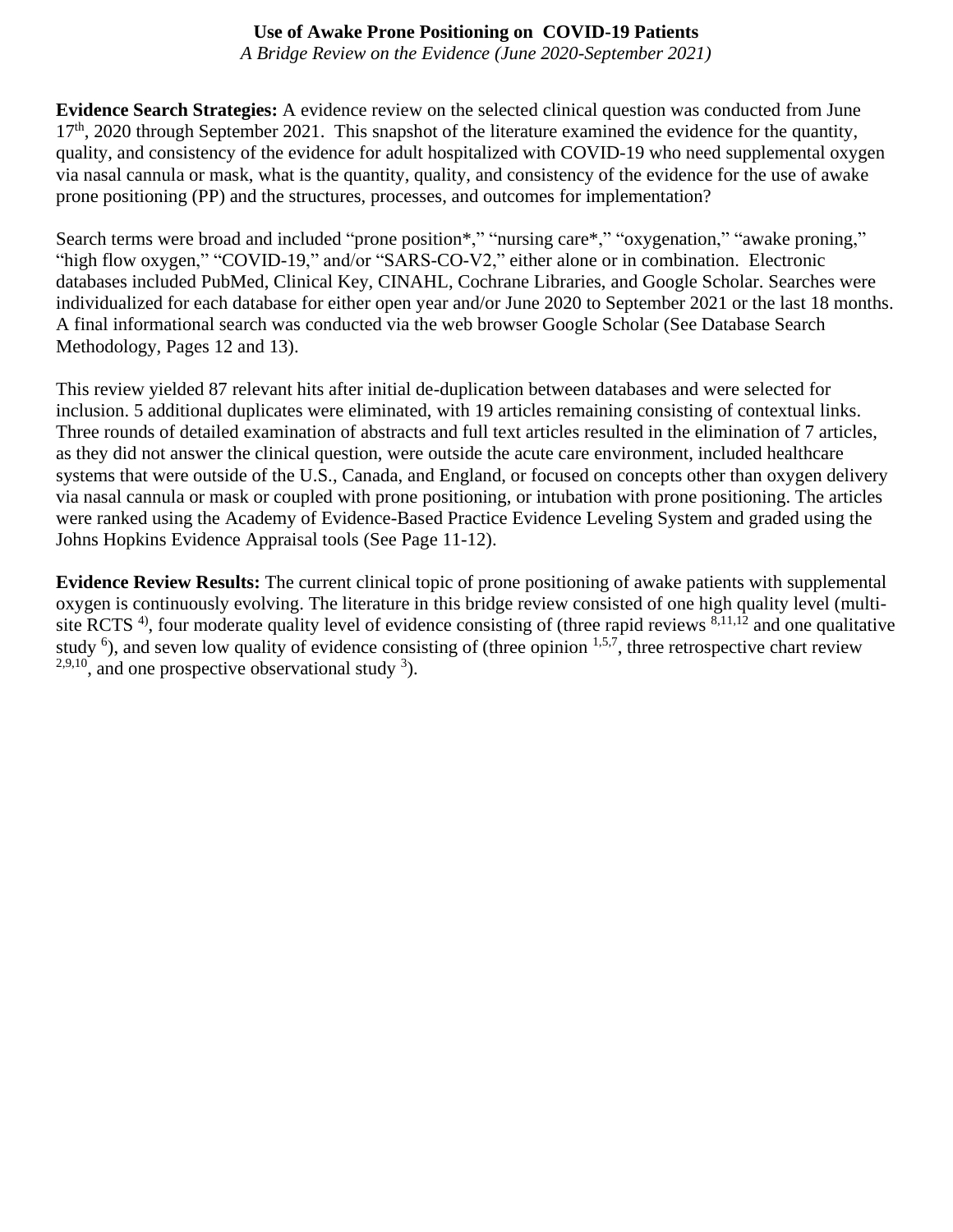# Use of Awake Prone Positioning on COVID-19 Patients

*A Bridge Review on the Evidence (June 2020-September 2021)*

**Evidence Search Strategies:** A evidence review on the selected clinical question was conducted from June 17th, 2020 through September 2021. This snapshot of the literature examined the evidence for the quantity, quality, and consistency of the evidence for adult hospitalized with COVID-19 who need supplemental oxygen via nasal cannula or mask, what is the quantity, quality, and consistency of the evidence for the use of awake prone positioning (PP) and the structures, processes, and outcomes for implementation?

Search terms were broad and included "prone position*," "nursing care*," "oxygenation," "awake proning," "high flow oxygen," "COVID-19," and/or "SARS-CO-V2," either alone or in combination. Electronic databases included PubMed, Clinical Key, CINAHL, Cochrane Libraries, and Google Scholar. Searches were individualized for each database for either open year and/or June 2020 to September 2021 or the last 18 months. A final informational search was conducted via the web browser Google Scholar (See Database Search Methodology, Pages 12 and 13).

This review yielded 87 relevant hits after initial de-duplication between databases and were selected for inclusion. 5 additional duplicates were eliminated, with 19 articles remaining consisting of contextual links. Three rounds of detailed examination of abstracts and full text articles resulted in the elimination of 7 articles, as they did not answer the clinical question, were outside the acute care environment, included healthcare systems that were outside of the U.S., Canada, and England, or focused on concepts other than oxygen delivery via nasal cannula or mask or coupled with prone positioning, or intubation with prone positioning. The articles were ranked using the Academy of Evidence-Based Practice Evidence Leveling System and graded using the Johns Hopkins Evidence Appraisal tools (See Page 11-12).

**Evidence Review Results:** The current clinical topic of prone positioning of awake patients with supplemental oxygen is continuously evolving. The literature in this bridge review consisted of one high quality level (multi-site RCTS [4]), four moderate quality level of evidence consisting of (three rapid reviews [8,11,12] and one qualitative study [6]), and seven low quality of evidence consisting of (three opinion [1,5,7], three retrospective chart review [2,9,10], and one prospective observational study [3]).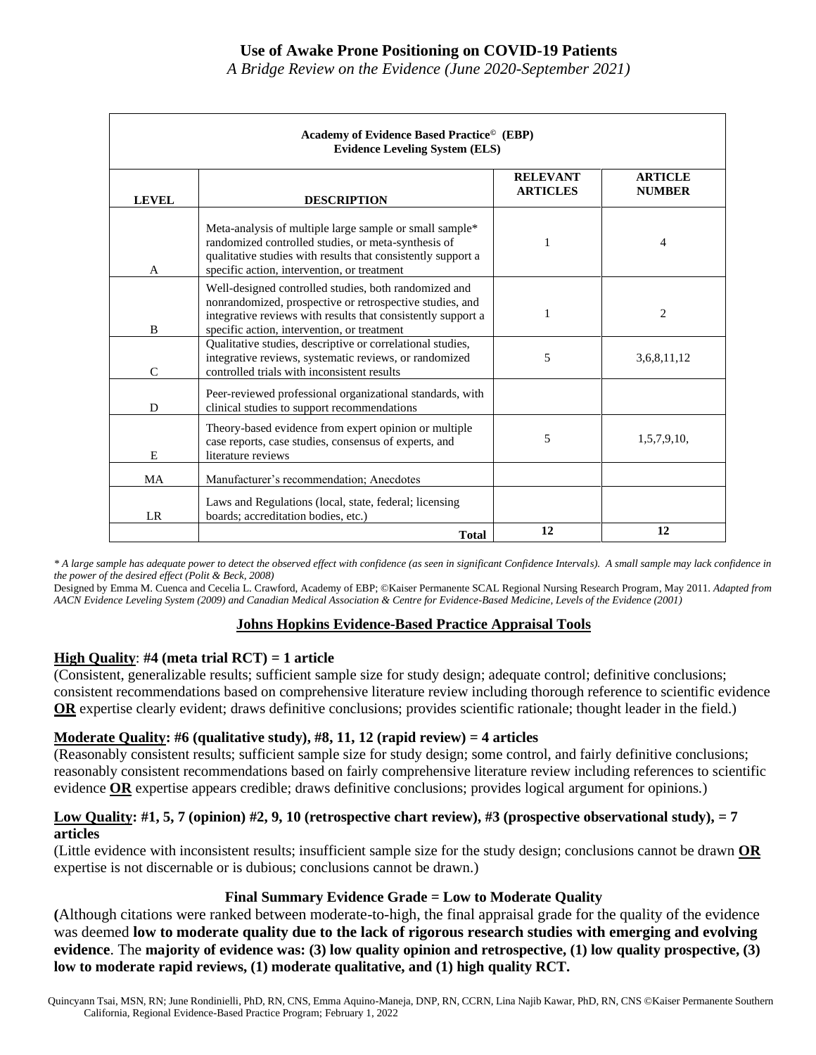# Use of Awake Prone Positioning on COVID-19 Patients

*A Bridge Review on the Evidence (June 2020-September 2021)*

| **Academy of Evidence Based Practice© (EBP) Evidence Leveling System (ELS)** | | | |
|---|---|---|---|
| **LEVEL** | **DESCRIPTION** | **RELEVANT ARTICLES** | **ARTICLE NUMBER** |
| A | Meta-analysis of multiple large sample or small sample* randomized controlled studies, or meta-synthesis of qualitative studies with results that consistently support a specific action, intervention, or treatment | 1 | 4 |
| B | Well-designed controlled studies, both randomized and nonrandomized, prospective or retrospective studies, and integrative reviews with results that consistently support a specific action, intervention, or treatment | 1 | 2 |
| C | Qualitative studies, descriptive or correlational studies, integrative reviews, systematic reviews, or randomized controlled trials with inconsistent results | 5 | 3,6,8,11,12 |
| D | Peer-reviewed professional organizational standards, with clinical studies to support recommendations | | |
| E | Theory-based evidence from expert opinion or multiple case reports, case studies, consensus of experts, and literature reviews | 5 | 1,5,7,9,10, |
| MA | Manufacturer's recommendation; Anecdotes | | |
| LR | Laws and Regulations (local, state, federal; licensing boards; accreditation bodies, etc.) | | |
| | **Total** | **12** | **12** |

*\* A large sample has adequate power to detect the observed effect with confidence (as seen in significant Confidence Intervals). A small sample may lack confidence in the power of the desired effect (Polit & Beck, 2008)*

Designed by Emma M. Cuenca and Cecelia L. Crawford, Academy of EBP; ©Kaiser Permanente SCAL Regional Nursing Research Program, May 2011. *Adapted from AACN Evidence Leveling System (2009) and Canadian Medical Association & Centre for Evidence-Based Medicine, Levels of the Evidence (2001)*

## Johns Hopkins Evidence-Based Practice Appraisal Tools

**High Quality: #4 (meta trial RCT) = 1 article**

(Consistent, generalizable results; sufficient sample size for study design; adequate control; definitive conclusions; consistent recommendations based on comprehensive literature review including thorough reference to scientific evidence **OR** expertise clearly evident; draws definitive conclusions; provides scientific rationale; thought leader in the field.)

**Moderate Quality: #6 (qualitative study), #8, 11, 12 (rapid review) = 4 articles**

(Reasonably consistent results; sufficient sample size for study design; some control, and fairly definitive conclusions; reasonably consistent recommendations based on fairly comprehensive literature review including references to scientific evidence **OR** expertise appears credible; draws definitive conclusions; provides logical argument for opinions.)

**Low Quality: #1, 5, 7 (opinion) #2, 9, 10 (retrospective chart review), #3 (prospective observational study), = 7 articles**

(Little evidence with inconsistent results; insufficient sample size for the study design; conclusions cannot be drawn **OR** expertise is not discernable or is dubious; conclusions cannot be drawn.)

### Final Summary Evidence Grade = Low to Moderate Quality

**(**Although citations were ranked between moderate-to-high, the final appraisal grade for the quality of the evidence was deemed **low to moderate quality due to the lack of rigorous research studies with emerging and evolving evidence**. The **majority of evidence was: (3) low quality opinion and retrospective, (1) low quality prospective, (3) low to moderate rapid reviews, (1) moderate qualitative, and (1) high quality RCT.**

Quincyann Tsai, MSN, RN; June Rondinielli, PhD, RN, CNS, Emma Aquino-Maneja, DNP, RN, CCRN, Lina Najib Kawar, PhD, RN, CNS ©Kaiser Permanente Southern California, Regional Evidence-Based Practice Program; February 1, 2022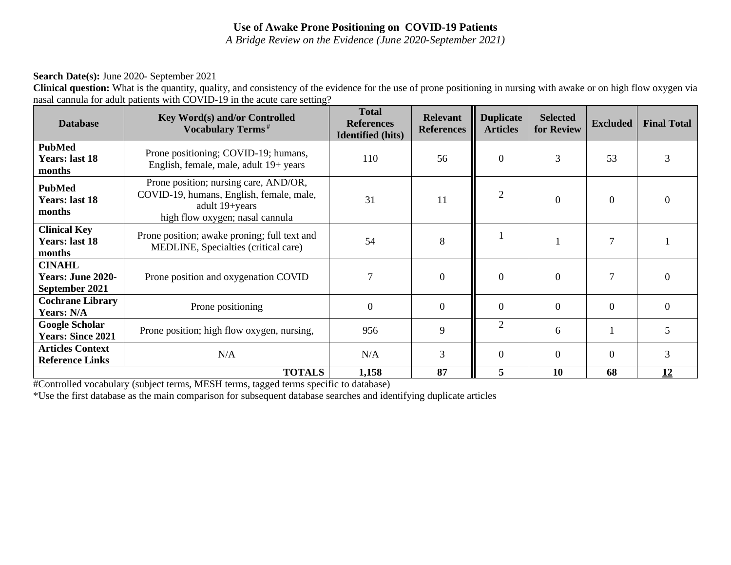**Use of Awake Prone Positioning on COVID-19 Patients**

*A Bridge Review on the Evidence (June 2020-September 2021)*

**Search Date(s):** June 2020- September 2021

**Clinical question:** What is the quantity, quality, and consistency of the evidence for the use of prone positioning in nursing with awake or on high flow oxygen via nasal cannula for adult patients with COVID-19 in the acute care setting?

| Database | Key Word(s) and/or Controlled Vocabulary Terms # | Total References Identified (hits) | Relevant References | Duplicate Articles | Selected for Review | Excluded | Final Total |
|---|---|---|---|---|---|---|---|
| **PubMed Years: last 18 months** | Prone positioning; COVID-19; humans, English, female, male, adult 19+ years | 110 | 56 | 0 | 3 | 53 | 3 |
| **PubMed Years: last 18 months** | Prone position; nursing care, AND/OR, COVID-19, humans, English, female, male, adult 19+years high flow oxygen; nasal cannula | 31 | 11 | 2 | 0 | 0 | 0 |
| **Clinical Key Years: last 18 months** | Prone position; awake proning; full text and MEDLINE, Specialties (critical care) | 54 | 8 | 1 | 1 | 7 | 1 |
| **CINAHL Years: June 2020-September 2021** | Prone position and oxygenation COVID | 7 | 0 | 0 | 0 | 7 | 0 |
| **Cochrane Library Years: N/A** | Prone positioning | 0 | 0 | 0 | 0 | 0 | 0 |
| **Google Scholar Years: Since 2021** | Prone position; high flow oxygen, nursing, | 956 | 9 | 2 | 6 | 1 | 5 |
| **Articles Context Reference Links** | N/A | N/A | 3 | 0 | 0 | 0 | 3 |
| | **TOTALS** | **1,158** | **87** | **5** | **10** | **68** | **12** |

#Controlled vocabulary (subject terms, MESH terms, tagged terms specific to database)

*Use the first database as the main comparison for subsequent database searches and identifying duplicate articles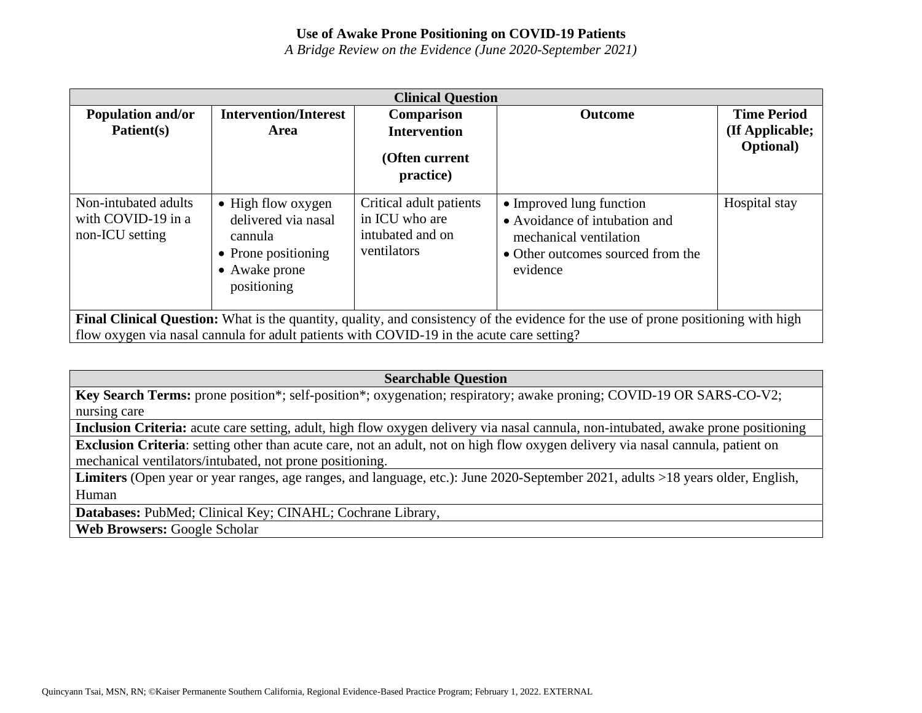**Use of Awake Prone Positioning on COVID-19 Patients**

*A Bridge Review on the Evidence (June 2020-September 2021)*

| Clinical Question | | | | |
|---|---|---|---|---|
| **Population and/or Patient(s)** | **Intervention/Interest Area** | **Comparison Intervention (Often current practice)** | **Outcome** | **Time Period (If Applicable; Optional)** |
| Non-intubated adults with COVID-19 in a non-ICU setting | • High flow oxygen delivered via nasal cannula<br>• Prone positioning<br>• Awake prone positioning | Critical adult patients in ICU who are intubated and on ventilators | • Improved lung function<br>• Avoidance of intubation and mechanical ventilation<br>• Other outcomes sourced from the evidence | Hospital stay |
| **Final Clinical Question:** What is the quantity, quality, and consistency of the evidence for the use of prone positioning with high flow oxygen via nasal cannula for adult patients with COVID-19 in the acute care setting? | | | | |

| Searchable Question |
|---|
| **Key Search Terms:** prone position*; self-position*; oxygenation; respiratory; awake proning; COVID-19 OR SARS-CO-V2; nursing care |
| **Inclusion Criteria:** acute care setting, adult, high flow oxygen delivery via nasal cannula, non-intubated, awake prone positioning |
| **Exclusion Criteria**: setting other than acute care, not an adult, not on high flow oxygen delivery via nasal cannula, patient on mechanical ventilators/intubated, not prone positioning. |
| **Limiters** (Open year or year ranges, age ranges, and language, etc.): June 2020-September 2021, adults >18 years older, English, Human |
| **Databases:** PubMed; Clinical Key; CINAHL; Cochrane Library, |
| **Web Browsers:** Google Scholar |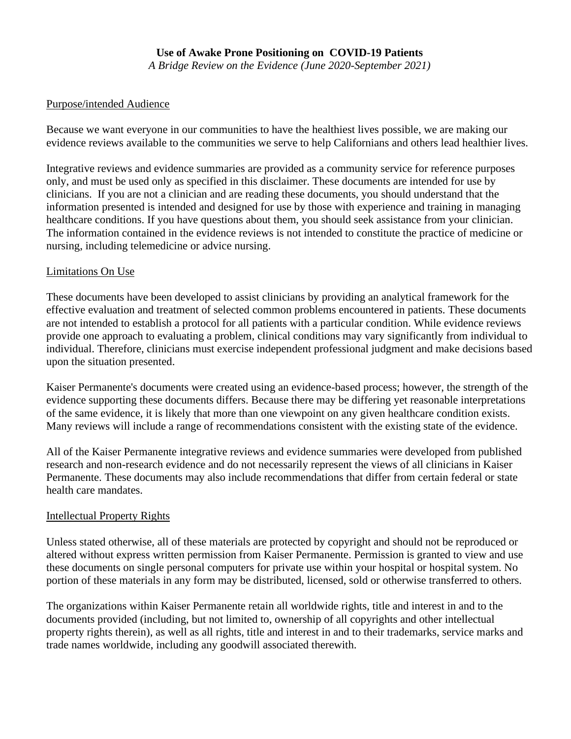**Use of Awake Prone Positioning on COVID-19 Patients**

*A Bridge Review on the Evidence (June 2020-September 2021)*

Purpose/intended Audience

Because we want everyone in our communities to have the healthiest lives possible, we are making our evidence reviews available to the communities we serve to help Californians and others lead healthier lives.

Integrative reviews and evidence summaries are provided as a community service for reference purposes only, and must be used only as specified in this disclaimer. These documents are intended for use by clinicians. If you are not a clinician and are reading these documents, you should understand that the information presented is intended and designed for use by those with experience and training in managing healthcare conditions. If you have questions about them, you should seek assistance from your clinician. The information contained in the evidence reviews is not intended to constitute the practice of medicine or nursing, including telemedicine or advice nursing.

Limitations On Use

These documents have been developed to assist clinicians by providing an analytical framework for the effective evaluation and treatment of selected common problems encountered in patients. These documents are not intended to establish a protocol for all patients with a particular condition. While evidence reviews provide one approach to evaluating a problem, clinical conditions may vary significantly from individual to individual. Therefore, clinicians must exercise independent professional judgment and make decisions based upon the situation presented.

Kaiser Permanente's documents were created using an evidence-based process; however, the strength of the evidence supporting these documents differs. Because there may be differing yet reasonable interpretations of the same evidence, it is likely that more than one viewpoint on any given healthcare condition exists. Many reviews will include a range of recommendations consistent with the existing state of the evidence.

All of the Kaiser Permanente integrative reviews and evidence summaries were developed from published research and non-research evidence and do not necessarily represent the views of all clinicians in Kaiser Permanente. These documents may also include recommendations that differ from certain federal or state health care mandates.

Intellectual Property Rights

Unless stated otherwise, all of these materials are protected by copyright and should not be reproduced or altered without express written permission from Kaiser Permanente. Permission is granted to view and use these documents on single personal computers for private use within your hospital or hospital system. No portion of these materials in any form may be distributed, licensed, sold or otherwise transferred to others.

The organizations within Kaiser Permanente retain all worldwide rights, title and interest in and to the documents provided (including, but not limited to, ownership of all copyrights and other intellectual property rights therein), as well as all rights, title and interest in and to their trademarks, service marks and trade names worldwide, including any goodwill associated therewith.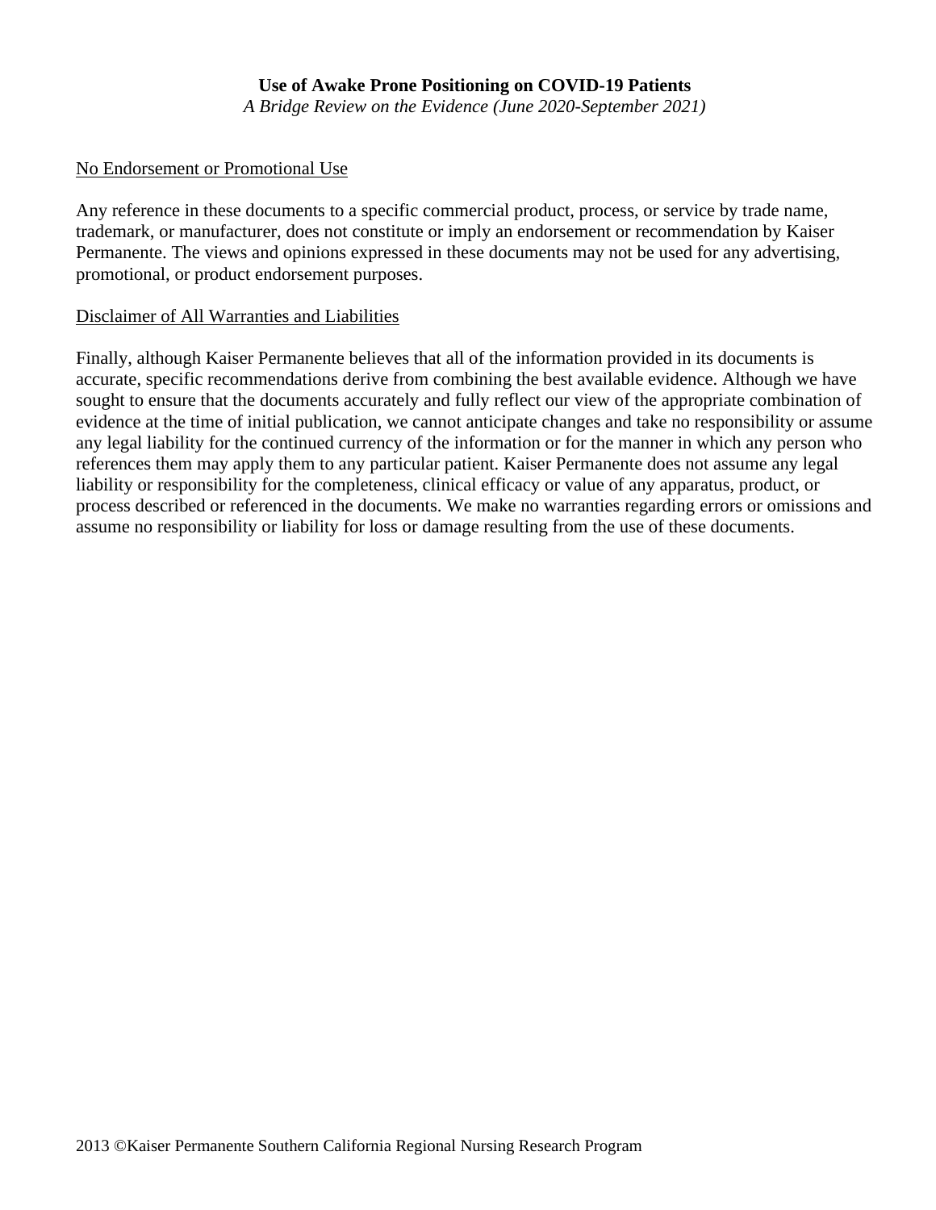**Use of Awake Prone Positioning on COVID-19 Patients**

*A Bridge Review on the Evidence (June 2020-September 2021)*

No Endorsement or Promotional Use

Any reference in these documents to a specific commercial product, process, or service by trade name, trademark, or manufacturer, does not constitute or imply an endorsement or recommendation by Kaiser Permanente. The views and opinions expressed in these documents may not be used for any advertising, promotional, or product endorsement purposes.

Disclaimer of All Warranties and Liabilities

Finally, although Kaiser Permanente believes that all of the information provided in its documents is accurate, specific recommendations derive from combining the best available evidence. Although we have sought to ensure that the documents accurately and fully reflect our view of the appropriate combination of evidence at the time of initial publication, we cannot anticipate changes and take no responsibility or assume any legal liability for the continued currency of the information or for the manner in which any person who references them may apply them to any particular patient. Kaiser Permanente does not assume any legal liability or responsibility for the completeness, clinical efficacy or value of any apparatus, product, or process described or referenced in the documents. We make no warranties regarding errors or omissions and assume no responsibility or liability for loss or damage resulting from the use of these documents.

2013 ©Kaiser Permanente Southern California Regional Nursing Research Program